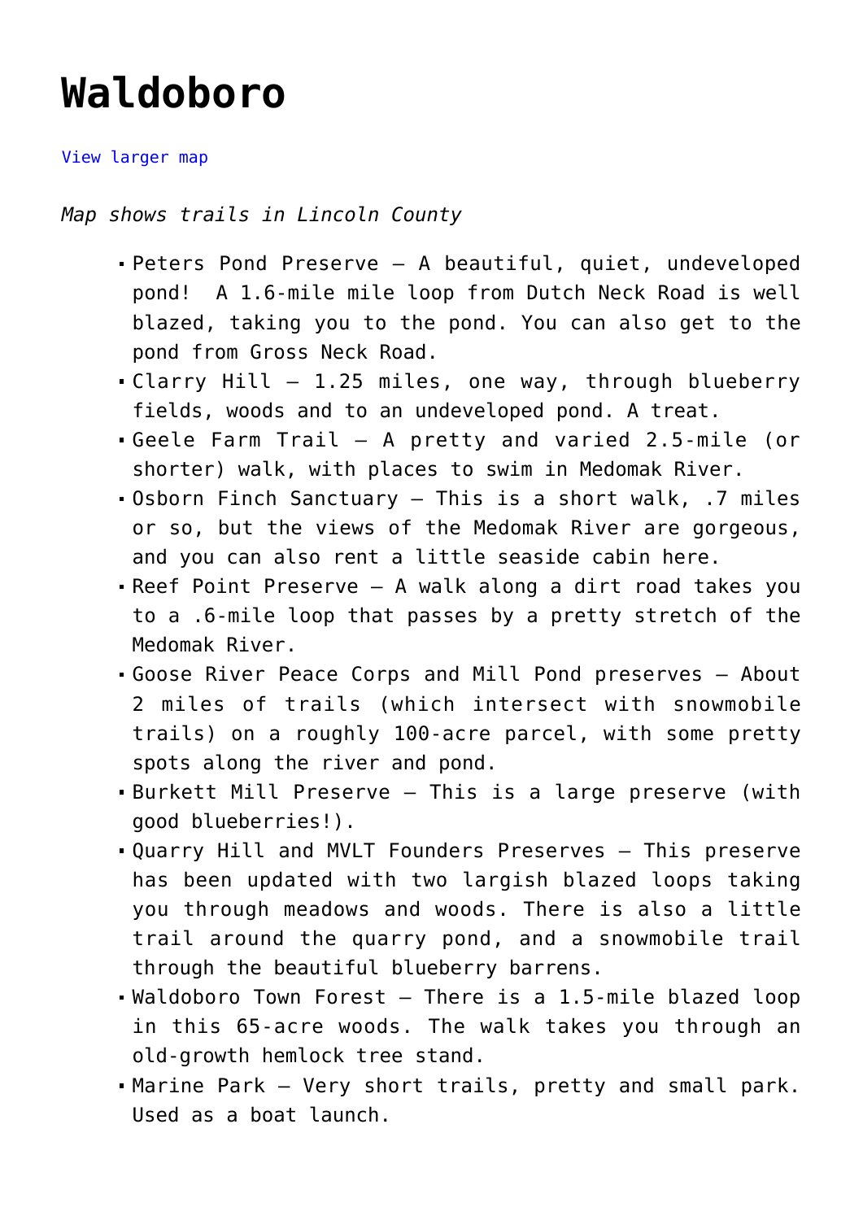# Waldoboro

View larger map

*Map shows trails in Lincoln County*

- Peters Pond Preserve – A beautiful, quiet, undeveloped pond!  A 1.6-mile mile loop from Dutch Neck Road is well blazed, taking you to the pond. You can also get to the pond from Gross Neck Road.
- Clarry Hill – 1.25 miles, one way, through blueberry fields, woods and to an undeveloped pond. A treat.
- Geele Farm Trail – A pretty and varied 2.5-mile (or shorter) walk, with places to swim in Medomak River.
- Osborn Finch Sanctuary – This is a short walk, .7 miles or so, but the views of the Medomak River are gorgeous, and you can also rent a little seaside cabin here.
- Reef Point Preserve – A walk along a dirt road takes you to a .6-mile loop that passes by a pretty stretch of the Medomak River.
- Goose River Peace Corps and Mill Pond preserves – About 2 miles of trails (which intersect with snowmobile trails) on a roughly 100-acre parcel, with some pretty spots along the river and pond.
- Burkett Mill Preserve – This is a large preserve (with good blueberries!).
- Quarry Hill and MVLT Founders Preserves – This preserve has been updated with two largish blazed loops taking you through meadows and woods. There is also a little trail around the quarry pond, and a snowmobile trail through the beautiful blueberry barrens.
- Waldoboro Town Forest – There is a 1.5-mile blazed loop in this 65-acre woods. The walk takes you through an old-growth hemlock tree stand.
- Marine Park – Very short trails, pretty and small park. Used as a boat launch.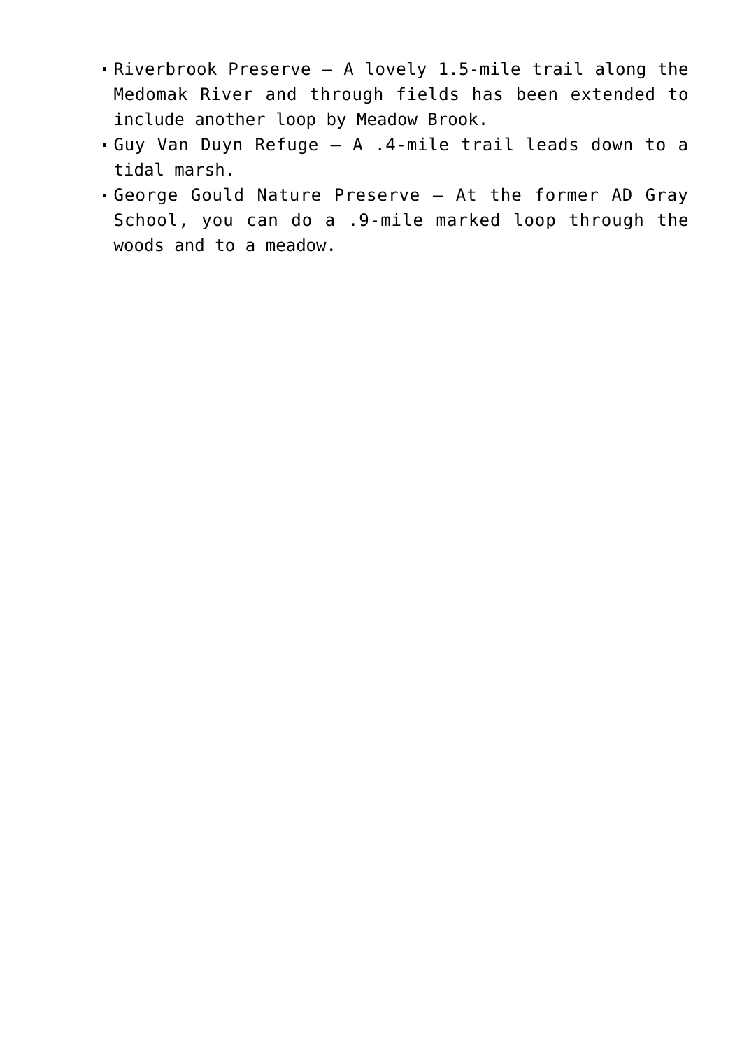- Riverbrook Preserve – A lovely 1.5-mile trail along the Medomak River and through fields has been extended to include another loop by Meadow Brook.
- Guy Van Duyn Refuge – A .4-mile trail leads down to a tidal marsh.
- George Gould Nature Preserve – At the former AD Gray School, you can do a .9-mile marked loop through the woods and to a meadow.